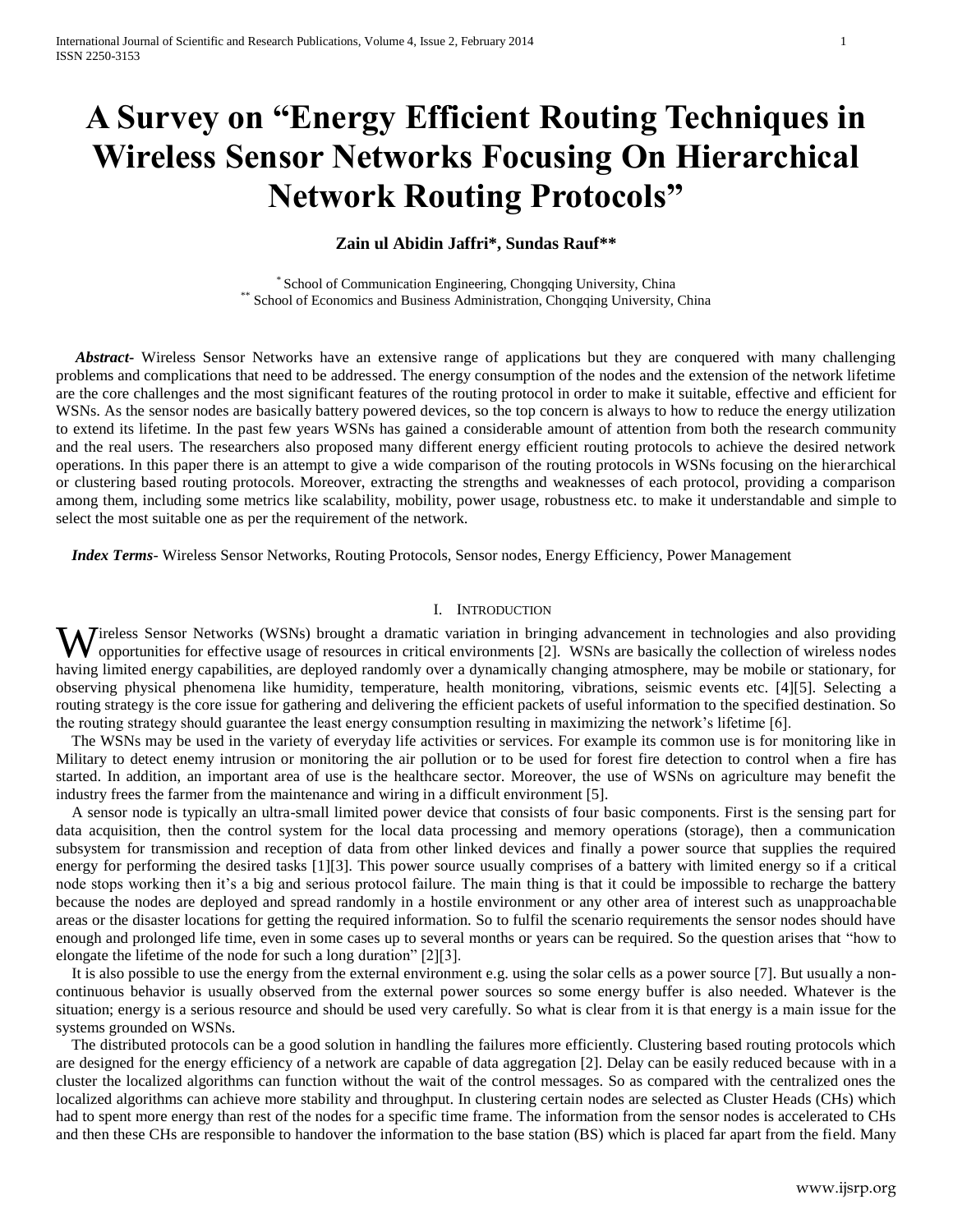# A Survey on "Energy Efficient Routing Techniques in Wireless Sensor Networks Focusing On Hierarchical Network Routing Protocols"

**Zain ul Abidin Jaffri*, Sundas Rauf****

* School of Communication Engineering, Chongqing University, China
** School of Economics and Business Administration, Chongqing University, China

***Abstract-*** Wireless Sensor Networks have an extensive range of applications but they are conquered with many challenging problems and complications that need to be addressed. The energy consumption of the nodes and the extension of the network lifetime are the core challenges and the most significant features of the routing protocol in order to make it suitable, effective and efficient for WSNs. As the sensor nodes are basically battery powered devices, so the top concern is always to how to reduce the energy utilization to extend its lifetime. In the past few years WSNs has gained a considerable amount of attention from both the research community and the real users. The researchers also proposed many different energy efficient routing protocols to achieve the desired network operations. In this paper there is an attempt to give a wide comparison of the routing protocols in WSNs focusing on the hierarchical or clustering based routing protocols. Moreover, extracting the strengths and weaknesses of each protocol, providing a comparison among them, including some metrics like scalability, mobility, power usage, robustness etc. to make it understandable and simple to select the most suitable one as per the requirement of the network.

***Index Terms*-** Wireless Sensor Networks, Routing Protocols, Sensor nodes, Energy Efficiency, Power Management

## I. Introduction

Wireless Sensor Networks (WSNs) brought a dramatic variation in bringing advancement in technologies and also providing opportunities for effective usage of resources in critical environments [2]. WSNs are basically the collection of wireless nodes having limited energy capabilities, are deployed randomly over a dynamically changing atmosphere, may be mobile or stationary, for observing physical phenomena like humidity, temperature, health monitoring, vibrations, seismic events etc. [4][5]. Selecting a routing strategy is the core issue for gathering and delivering the efficient packets of useful information to the specified destination. So the routing strategy should guarantee the least energy consumption resulting in maximizing the network's lifetime [6].

The WSNs may be used in the variety of everyday life activities or services. For example its common use is for monitoring like in Military to detect enemy intrusion or monitoring the air pollution or to be used for forest fire detection to control when a fire has started. In addition, an important area of use is the healthcare sector. Moreover, the use of WSNs on agriculture may benefit the industry frees the farmer from the maintenance and wiring in a difficult environment [5].

A sensor node is typically an ultra-small limited power device that consists of four basic components. First is the sensing part for data acquisition, then the control system for the local data processing and memory operations (storage), then a communication subsystem for transmission and reception of data from other linked devices and finally a power source that supplies the required energy for performing the desired tasks [1][3]. This power source usually comprises of a battery with limited energy so if a critical node stops working then it's a big and serious protocol failure. The main thing is that it could be impossible to recharge the battery because the nodes are deployed and spread randomly in a hostile environment or any other area of interest such as unapproachable areas or the disaster locations for getting the required information. So to fulfil the scenario requirements the sensor nodes should have enough and prolonged life time, even in some cases up to several months or years can be required. So the question arises that "how to elongate the lifetime of the node for such a long duration" [2][3].

It is also possible to use the energy from the external environment e.g. using the solar cells as a power source [7]. But usually a non-continuous behavior is usually observed from the external power sources so some energy buffer is also needed. Whatever is the situation; energy is a serious resource and should be used very carefully. So what is clear from it is that energy is a main issue for the systems grounded on WSNs.

The distributed protocols can be a good solution in handling the failures more efficiently. Clustering based routing protocols which are designed for the energy efficiency of a network are capable of data aggregation [2]. Delay can be easily reduced because with in a cluster the localized algorithms can function without the wait of the control messages. So as compared with the centralized ones the localized algorithms can achieve more stability and throughput. In clustering certain nodes are selected as Cluster Heads (CHs) which had to spent more energy than rest of the nodes for a specific time frame. The information from the sensor nodes is accelerated to CHs and then these CHs are responsible to handover the information to the base station (BS) which is placed far apart from the field. Many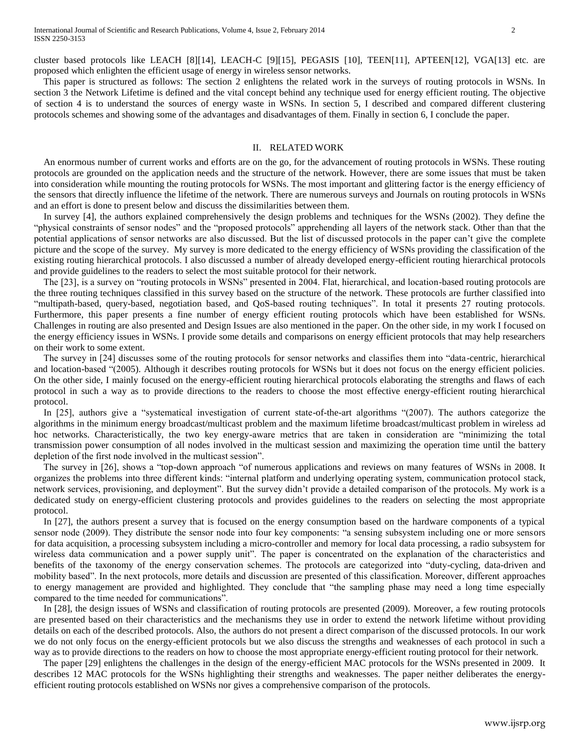cluster based protocols like LEACH [8][14], LEACH-C [9][15], PEGASIS [10], TEEN[11], APTEEN[12], VGA[13] etc. are proposed which enlighten the efficient usage of energy in wireless sensor networks.

This paper is structured as follows: The section 2 enlightens the related work in the surveys of routing protocols in WSNs. In section 3 the Network Lifetime is defined and the vital concept behind any technique used for energy efficient routing. The objective of section 4 is to understand the sources of energy waste in WSNs. In section 5, I described and compared different clustering protocols schemes and showing some of the advantages and disadvantages of them. Finally in section 6, I conclude the paper.

## II. RELATED WORK

An enormous number of current works and efforts are on the go, for the advancement of routing protocols in WSNs. These routing protocols are grounded on the application needs and the structure of the network. However, there are some issues that must be taken into consideration while mounting the routing protocols for WSNs. The most important and glittering factor is the energy efficiency of the sensors that directly influence the lifetime of the network. There are numerous surveys and Journals on routing protocols in WSNs and an effort is done to present below and discuss the dissimilarities between them.

In survey [4], the authors explained comprehensively the design problems and techniques for the WSNs (2002). They define the "physical constraints of sensor nodes" and the "proposed protocols" apprehending all layers of the network stack. Other than that the potential applications of sensor networks are also discussed. But the list of discussed protocols in the paper can't give the complete picture and the scope of the survey. My survey is more dedicated to the energy efficiency of WSNs providing the classification of the existing routing hierarchical protocols. I also discussed a number of already developed energy-efficient routing hierarchical protocols and provide guidelines to the readers to select the most suitable protocol for their network.

The [23], is a survey on "routing protocols in WSNs" presented in 2004. Flat, hierarchical, and location-based routing protocols are the three routing techniques classified in this survey based on the structure of the network. These protocols are further classified into "multipath-based, query-based, negotiation based, and QoS-based routing techniques". In total it presents 27 routing protocols. Furthermore, this paper presents a fine number of energy efficient routing protocols which have been established for WSNs. Challenges in routing are also presented and Design Issues are also mentioned in the paper. On the other side, in my work I focused on the energy efficiency issues in WSNs. I provide some details and comparisons on energy efficient protocols that may help researchers on their work to some extent.

The survey in [24] discusses some of the routing protocols for sensor networks and classifies them into "data-centric, hierarchical and location-based "(2005). Although it describes routing protocols for WSNs but it does not focus on the energy efficient policies. On the other side, I mainly focused on the energy-efficient routing hierarchical protocols elaborating the strengths and flaws of each protocol in such a way as to provide directions to the readers to choose the most effective energy-efficient routing hierarchical protocol.

In [25], authors give a "systematical investigation of current state-of-the-art algorithms "(2007). The authors categorize the algorithms in the minimum energy broadcast/multicast problem and the maximum lifetime broadcast/multicast problem in wireless ad hoc networks. Characteristically, the two key energy-aware metrics that are taken in consideration are "minimizing the total transmission power consumption of all nodes involved in the multicast session and maximizing the operation time until the battery depletion of the first node involved in the multicast session".

The survey in [26], shows a "top-down approach "of numerous applications and reviews on many features of WSNs in 2008. It organizes the problems into three different kinds: "internal platform and underlying operating system, communication protocol stack, network services, provisioning, and deployment". But the survey didn't provide a detailed comparison of the protocols. My work is a dedicated study on energy-efficient clustering protocols and provides guidelines to the readers on selecting the most appropriate protocol.

In [27], the authors present a survey that is focused on the energy consumption based on the hardware components of a typical sensor node (2009). They distribute the sensor node into four key components: "a sensing subsystem including one or more sensors for data acquisition, a processing subsystem including a micro-controller and memory for local data processing, a radio subsystem for wireless data communication and a power supply unit". The paper is concentrated on the explanation of the characteristics and benefits of the taxonomy of the energy conservation schemes. The protocols are categorized into "duty-cycling, data-driven and mobility based". In the next protocols, more details and discussion are presented of this classification. Moreover, different approaches to energy management are provided and highlighted. They conclude that "the sampling phase may need a long time especially compared to the time needed for communications".

In [28], the design issues of WSNs and classification of routing protocols are presented (2009). Moreover, a few routing protocols are presented based on their characteristics and the mechanisms they use in order to extend the network lifetime without providing details on each of the described protocols. Also, the authors do not present a direct comparison of the discussed protocols. In our work we do not only focus on the energy-efficient protocols but we also discuss the strengths and weaknesses of each protocol in such a way as to provide directions to the readers on how to choose the most appropriate energy-efficient routing protocol for their network.

The paper [29] enlightens the challenges in the design of the energy-efficient MAC protocols for the WSNs presented in 2009. It describes 12 MAC protocols for the WSNs highlighting their strengths and weaknesses. The paper neither deliberates the energy-efficient routing protocols established on WSNs nor gives a comprehensive comparison of the protocols.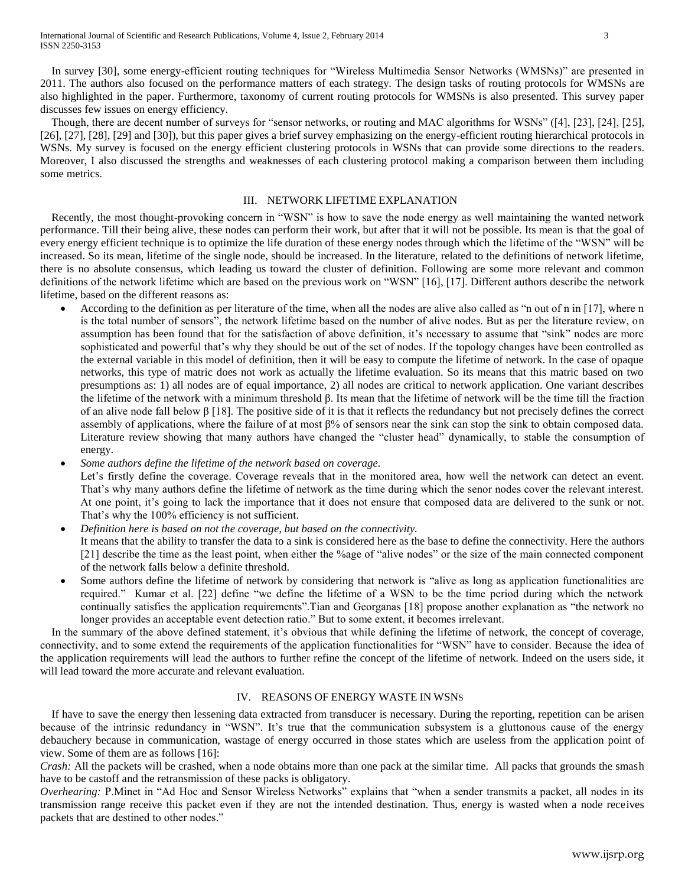In survey [30], some energy-efficient routing techniques for "Wireless Multimedia Sensor Networks (WMSNs)" are presented in 2011. The authors also focused on the performance matters of each strategy. The design tasks of routing protocols for WMSNs are also highlighted in the paper. Furthermore, taxonomy of current routing protocols for WMSNs is also presented. This survey paper discusses few issues on energy efficiency.

Though, there are decent number of surveys for "sensor networks, or routing and MAC algorithms for WSNs" ([4], [23], [24], [25], [26], [27], [28], [29] and [30]), but this paper gives a brief survey emphasizing on the energy-efficient routing hierarchical protocols in WSNs. My survey is focused on the energy efficient clustering protocols in WSNs that can provide some directions to the readers. Moreover, I also discussed the strengths and weaknesses of each clustering protocol making a comparison between them including some metrics.

## III. NETWORK LIFETIME EXPLANATION

Recently, the most thought-provoking concern in "WSN" is how to save the node energy as well maintaining the wanted network performance. Till their being alive, these nodes can perform their work, but after that it will not be possible. Its mean is that the goal of every energy efficient technique is to optimize the life duration of these energy nodes through which the lifetime of the "WSN" will be increased. So its mean, lifetime of the single node, should be increased. In the literature, related to the definitions of network lifetime, there is no absolute consensus, which leading us toward the cluster of definition. Following are some more relevant and common definitions of the network lifetime which are based on the previous work on "WSN" [16], [17]. Different authors describe the network lifetime, based on the different reasons as:

- According to the definition as per literature of the time, when all the nodes are alive also called as "n out of n in [17], where n is the total number of sensors", the network lifetime based on the number of alive nodes. But as per the literature review, on assumption has been found that for the satisfaction of above definition, it's necessary to assume that "sink" nodes are more sophisticated and powerful that's why they should be out of the set of nodes. If the topology changes have been controlled as the external variable in this model of definition, then it will be easy to compute the lifetime of network. In the case of opaque networks, this type of matric does not work as actually the lifetime evaluation. So its means that this matric based on two presumptions as: 1) all nodes are of equal importance, 2) all nodes are critical to network application. One variant describes the lifetime of the network with a minimum threshold β. Its mean that the lifetime of network will be the time till the fraction of an alive node fall below β [18]. The positive side of it is that it reflects the redundancy but not precisely defines the correct assembly of applications, where the failure of at most β% of sensors near the sink can stop the sink to obtain composed data. Literature review showing that many authors have changed the "cluster head" dynamically, to stable the consumption of energy.
- *Some authors define the lifetime of the network based on coverage.*
  Let's firstly define the coverage. Coverage reveals that in the monitored area, how well the network can detect an event. That's why many authors define the lifetime of network as the time during which the senor nodes cover the relevant interest. At one point, it's going to lack the importance that it does not ensure that composed data are delivered to the sunk or not. That's why the 100% efficiency is not sufficient.
- *Definition here is based on not the coverage, but based on the connectivity.*
  It means that the ability to transfer the data to a sink is considered here as the base to define the connectivity. Here the authors [21] describe the time as the least point, when either the %age of "alive nodes" or the size of the main connected component of the network falls below a definite threshold.
- Some authors define the lifetime of network by considering that network is "alive as long as application functionalities are required." Kumar et al. [22] define "we define the lifetime of a WSN to be the time period during which the network continually satisfies the application requirements".Tian and Georganas [18] propose another explanation as "the network no longer provides an acceptable event detection ratio." But to some extent, it becomes irrelevant.

In the summary of the above defined statement, it's obvious that while defining the lifetime of network, the concept of coverage, connectivity, and to some extend the requirements of the application functionalities for "WSN" have to consider. Because the idea of the application requirements will lead the authors to further refine the concept of the lifetime of network. Indeed on the users side, it will lead toward the more accurate and relevant evaluation.

## IV. REASONS OF ENERGY WASTE IN WSNS

If have to save the energy then lessening data extracted from transducer is necessary. During the reporting, repetition can be arisen because of the intrinsic redundancy in "WSN". It's true that the communication subsystem is a gluttonous cause of the energy debauchery because in communication, wastage of energy occurred in those states which are useless from the application point of view. Some of them are as follows [16]:

*Crash:* All the packets will be crashed, when a node obtains more than one pack at the similar time. All packs that grounds the smash have to be castoff and the retransmission of these packs is obligatory.

*Overhearing:* P.Minet in "Ad Hoc and Sensor Wireless Networks" explains that "when a sender transmits a packet, all nodes in its transmission range receive this packet even if they are not the intended destination. Thus, energy is wasted when a node receives packets that are destined to other nodes."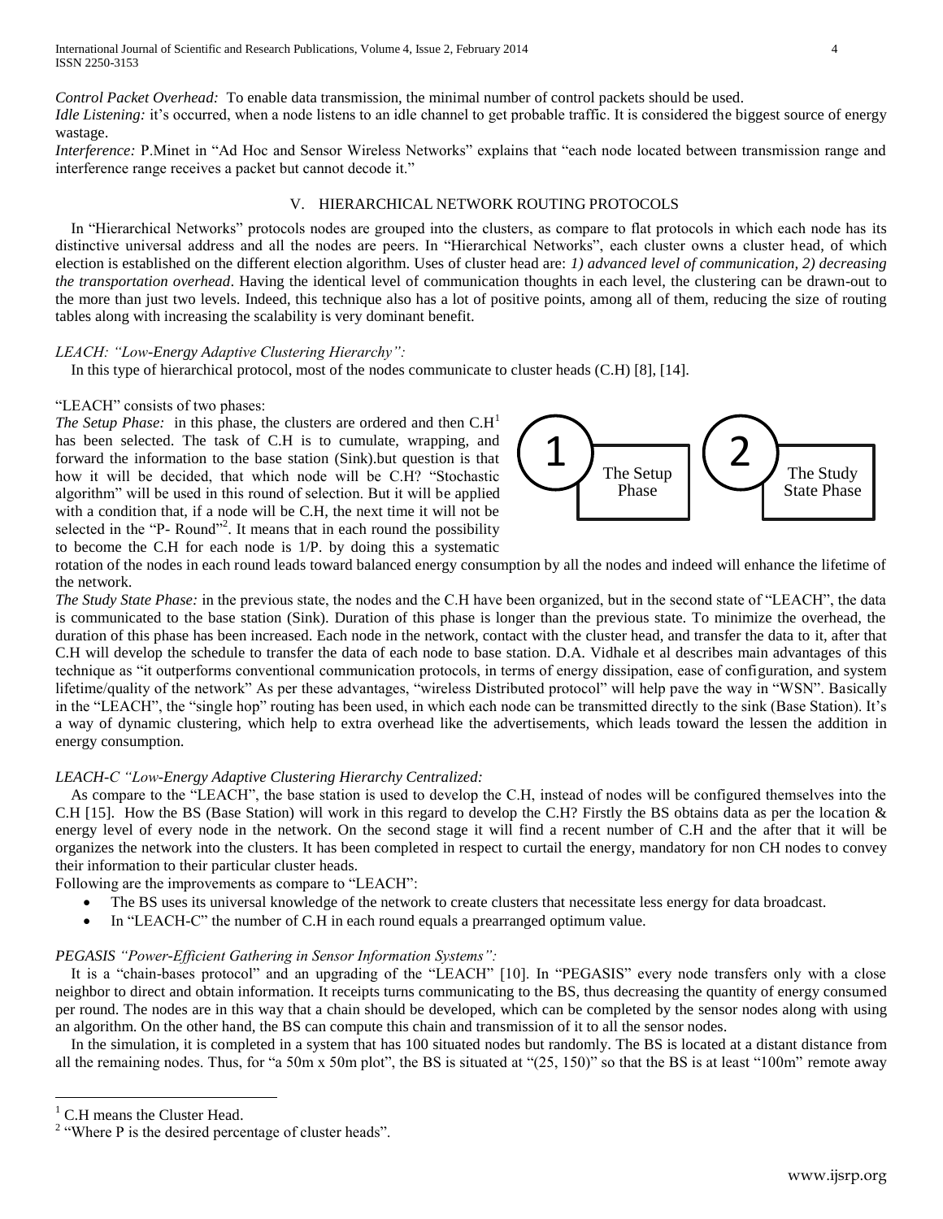*Control Packet Overhead:* To enable data transmission, the minimal number of control packets should be used.
*Idle Listening:* it's occurred, when a node listens to an idle channel to get probable traffic. It is considered the biggest source of energy wastage.
*Interference:* P.Minet in "Ad Hoc and Sensor Wireless Networks" explains that "each node located between transmission range and interference range receives a packet but cannot decode it."

## V. HIERARCHICAL NETWORK ROUTING PROTOCOLS

In "Hierarchical Networks" protocols nodes are grouped into the clusters, as compare to flat protocols in which each node has its distinctive universal address and all the nodes are peers. In "Hierarchical Networks", each cluster owns a cluster head, of which election is established on the different election algorithm. Uses of cluster head are: *1) advanced level of communication, 2) decreasing the transportation overhead*. Having the identical level of communication thoughts in each level, the clustering can be drawn-out to the more than just two levels. Indeed, this technique also has a lot of positive points, among all of them, reducing the size of routing tables along with increasing the scalability is very dominant benefit.

*LEACH: "Low-Energy Adaptive Clustering Hierarchy":*

In this type of hierarchical protocol, most of the nodes communicate to cluster heads (C.H) [8], [14].

"LEACH" consists of two phases:

1 The Setup Phase

2 The Study State Phase

*The Setup Phase:* in this phase, the clusters are ordered and then C.H[1] has been selected. The task of C.H is to cumulate, wrapping, and forward the information to the base station (Sink).but question is that how it will be decided, that which node will be C.H? "Stochastic algorithm" will be used in this round of selection. But it will be applied with a condition that, if a node will be C.H, the next time it will not be selected in the "P- Round"[2]. It means that in each round the possibility to become the C.H for each node is 1/P. by doing this a systematic rotation of the nodes in each round leads toward balanced energy consumption by all the nodes and indeed will enhance the lifetime of the network.
*The Study State Phase:* in the previous state, the nodes and the C.H have been organized, but in the second state of "LEACH", the data is communicated to the base station (Sink). Duration of this phase is longer than the previous state. To minimize the overhead, the duration of this phase has been increased. Each node in the network, contact with the cluster head, and transfer the data to it, after that C.H will develop the schedule to transfer the data of each node to base station. D.A. Vidhale et al describes main advantages of this technique as "it outperforms conventional communication protocols, in terms of energy dissipation, ease of configuration, and system lifetime/quality of the network" As per these advantages, "wireless Distributed protocol" will help pave the way in "WSN". Basically in the "LEACH", the "single hop" routing has been used, in which each node can be transmitted directly to the sink (Base Station). It's a way of dynamic clustering, which help to extra overhead like the advertisements, which leads toward the lessen the addition in energy consumption.

*LEACH-C "Low-Energy Adaptive Clustering Hierarchy Centralized:*

As compare to the "LEACH", the base station is used to develop the C.H, instead of nodes will be configured themselves into the C.H [15]. How the BS (Base Station) will work in this regard to develop the C.H? Firstly the BS obtains data as per the location & energy level of every node in the network. On the second stage it will find a recent number of C.H and the after that it will be organizes the network into the clusters. It has been completed in respect to curtail the energy, mandatory for non CH nodes to convey their information to their particular cluster heads.
Following are the improvements as compare to "LEACH":

- The BS uses its universal knowledge of the network to create clusters that necessitate less energy for data broadcast.
- In "LEACH-C" the number of C.H in each round equals a prearranged optimum value.

*PEGASIS "Power-Efficient Gathering in Sensor Information Systems":*

It is a "chain-bases protocol" and an upgrading of the "LEACH" [10]. In "PEGASIS" every node transfers only with a close neighbor to direct and obtain information. It receipts turns communicating to the BS, thus decreasing the quantity of energy consumed per round. The nodes are in this way that a chain should be developed, which can be completed by the sensor nodes along with using an algorithm. On the other hand, the BS can compute this chain and transmission of it to all the sensor nodes.

In the simulation, it is completed in a system that has 100 situated nodes but randomly. The BS is located at a distant distance from all the remaining nodes. Thus, for "a 50m x 50m plot", the BS is situated at "(25, 150)" so that the BS is at least "100m" remote away

[1] C.H means the Cluster Head.
[2] "Where P is the desired percentage of cluster heads".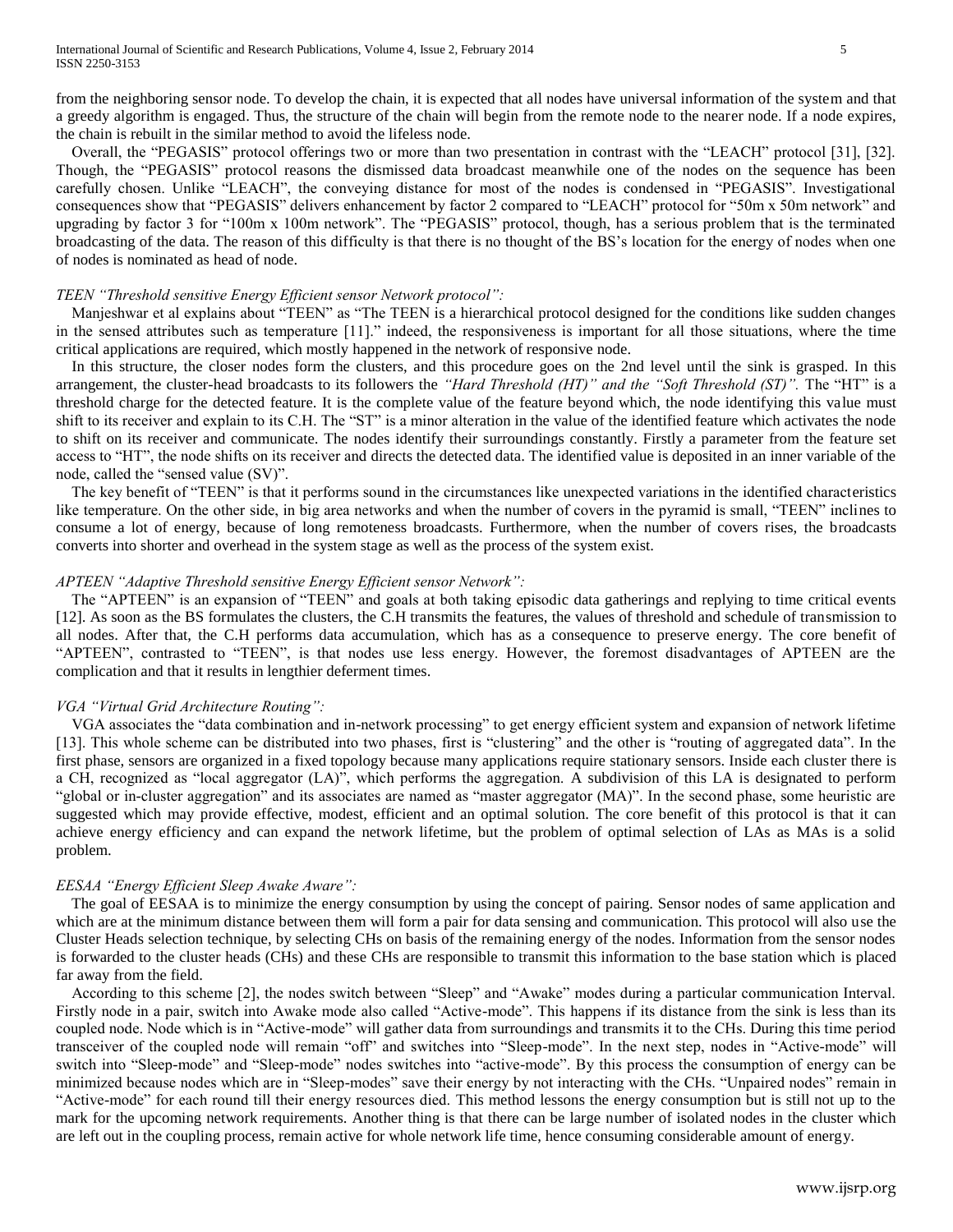from the neighboring sensor node. To develop the chain, it is expected that all nodes have universal information of the system and that a greedy algorithm is engaged. Thus, the structure of the chain will begin from the remote node to the nearer node. If a node expires, the chain is rebuilt in the similar method to avoid the lifeless node.

Overall, the "PEGASIS" protocol offerings two or more than two presentation in contrast with the "LEACH" protocol [31], [32]. Though, the "PEGASIS" protocol reasons the dismissed data broadcast meanwhile one of the nodes on the sequence has been carefully chosen. Unlike "LEACH", the conveying distance for most of the nodes is condensed in "PEGASIS". Investigational consequences show that "PEGASIS" delivers enhancement by factor 2 compared to "LEACH" protocol for "50m x 50m network" and upgrading by factor 3 for "100m x 100m network". The "PEGASIS" protocol, though, has a serious problem that is the terminated broadcasting of the data. The reason of this difficulty is that there is no thought of the BS's location for the energy of nodes when one of nodes is nominated as head of node.

*TEEN "Threshold sensitive Energy Efficient sensor Network protocol":*

Manjeshwar et al explains about "TEEN" as "The TEEN is a hierarchical protocol designed for the conditions like sudden changes in the sensed attributes such as temperature [11]." indeed, the responsiveness is important for all those situations, where the time critical applications are required, which mostly happened in the network of responsive node.

In this structure, the closer nodes form the clusters, and this procedure goes on the 2nd level until the sink is grasped. In this arrangement, the cluster-head broadcasts to its followers the *"Hard Threshold (HT)" and the "Soft Threshold (ST)".* The "HT" is a threshold charge for the detected feature. It is the complete value of the feature beyond which, the node identifying this value must shift to its receiver and explain to its C.H. The "ST" is a minor alteration in the value of the identified feature which activates the node to shift on its receiver and communicate. The nodes identify their surroundings constantly. Firstly a parameter from the feature set access to "HT", the node shifts on its receiver and directs the detected data. The identified value is deposited in an inner variable of the node, called the "sensed value (SV)".

The key benefit of "TEEN" is that it performs sound in the circumstances like unexpected variations in the identified characteristics like temperature. On the other side, in big area networks and when the number of covers in the pyramid is small, "TEEN" inclines to consume a lot of energy, because of long remoteness broadcasts. Furthermore, when the number of covers rises, the broadcasts converts into shorter and overhead in the system stage as well as the process of the system exist.

*APTEEN "Adaptive Threshold sensitive Energy Efficient sensor Network":*

The "APTEEN" is an expansion of "TEEN" and goals at both taking episodic data gatherings and replying to time critical events [12]. As soon as the BS formulates the clusters, the C.H transmits the features, the values of threshold and schedule of transmission to all nodes. After that, the C.H performs data accumulation, which has as a consequence to preserve energy. The core benefit of "APTEEN", contrasted to "TEEN", is that nodes use less energy. However, the foremost disadvantages of APTEEN are the complication and that it results in lengthier deferment times.

*VGA "Virtual Grid Architecture Routing":*

VGA associates the "data combination and in-network processing" to get energy efficient system and expansion of network lifetime [13]. This whole scheme can be distributed into two phases, first is "clustering" and the other is "routing of aggregated data". In the first phase, sensors are organized in a fixed topology because many applications require stationary sensors. Inside each cluster there is a CH, recognized as "local aggregator (LA)", which performs the aggregation. A subdivision of this LA is designated to perform "global or in-cluster aggregation" and its associates are named as "master aggregator (MA)". In the second phase, some heuristic are suggested which may provide effective, modest, efficient and an optimal solution. The core benefit of this protocol is that it can achieve energy efficiency and can expand the network lifetime, but the problem of optimal selection of LAs as MAs is a solid problem.

*EESAA "Energy Efficient Sleep Awake Aware":*

The goal of EESAA is to minimize the energy consumption by using the concept of pairing. Sensor nodes of same application and which are at the minimum distance between them will form a pair for data sensing and communication. This protocol will also use the Cluster Heads selection technique, by selecting CHs on basis of the remaining energy of the nodes. Information from the sensor nodes is forwarded to the cluster heads (CHs) and these CHs are responsible to transmit this information to the base station which is placed far away from the field.

According to this scheme [2], the nodes switch between "Sleep" and "Awake" modes during a particular communication Interval. Firstly node in a pair, switch into Awake mode also called "Active-mode". This happens if its distance from the sink is less than its coupled node. Node which is in "Active-mode" will gather data from surroundings and transmits it to the CHs. During this time period transceiver of the coupled node will remain "off" and switches into "Sleep-mode". In the next step, nodes in "Active-mode" will switch into "Sleep-mode" and "Sleep-mode" nodes switches into "active-mode". By this process the consumption of energy can be minimized because nodes which are in "Sleep-modes" save their energy by not interacting with the CHs. "Unpaired nodes" remain in "Active-mode" for each round till their energy resources died. This method lessons the energy consumption but is still not up to the mark for the upcoming network requirements. Another thing is that there can be large number of isolated nodes in the cluster which are left out in the coupling process, remain active for whole network life time, hence consuming considerable amount of energy.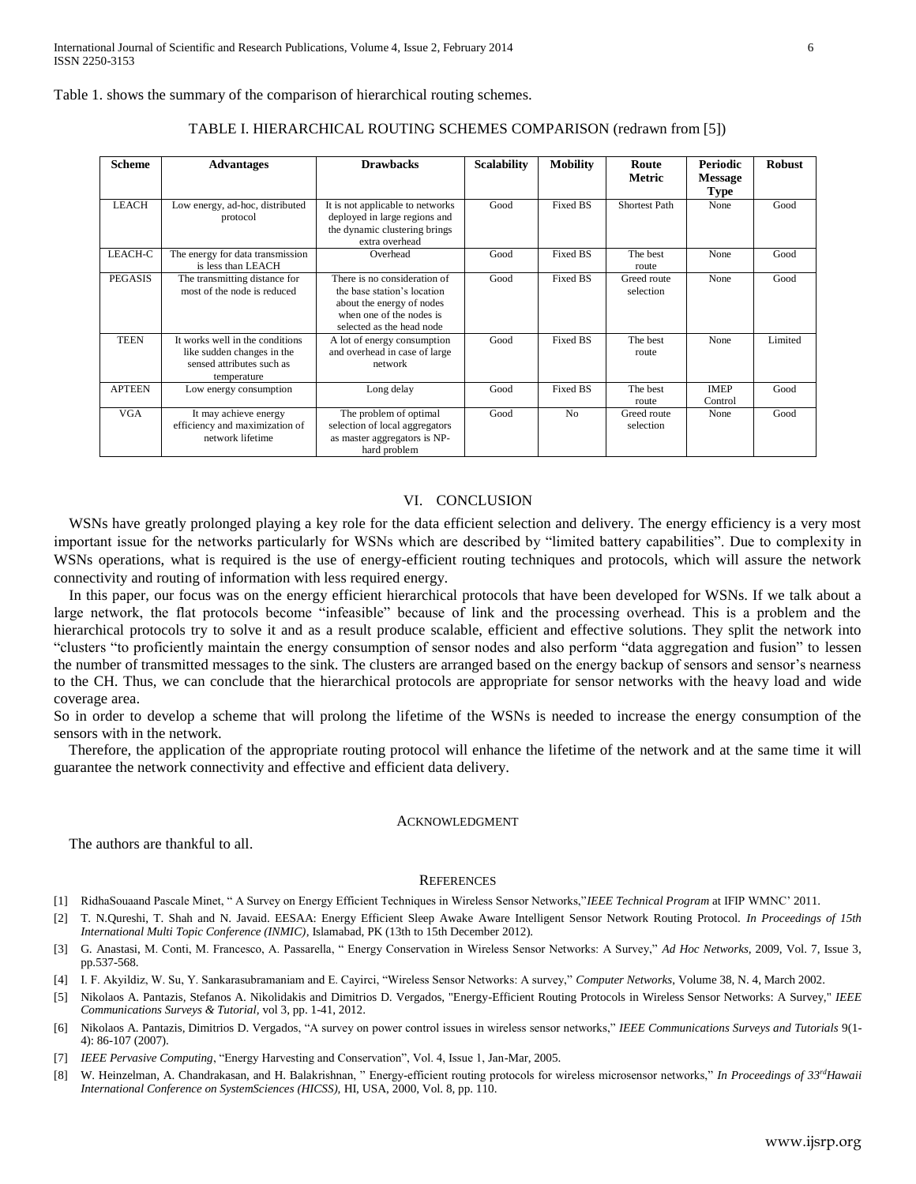Table 1. shows the summary of the comparison of hierarchical routing schemes.

TABLE I. HIERARCHICAL ROUTING SCHEMES COMPARISON (redrawn from [5])

| Scheme | Advantages | Drawbacks | Scalability | Mobility | Route Metric | Periodic Message Type | Robust |
|---|---|---|---|---|---|---|---|
| LEACH | Low energy, ad-hoc, distributed protocol | It is not applicable to networks deployed in large regions and the dynamic clustering brings extra overhead | Good | Fixed BS | Shortest Path | None | Good |
| LEACH-C | The energy for data transmission is less than LEACH | Overhead | Good | Fixed BS | The best route | None | Good |
| PEGASIS | The transmitting distance for most of the node is reduced | There is no consideration of the base station's location about the energy of nodes when one of the nodes is selected as the head node | Good | Fixed BS | Greed route selection | None | Good |
| TEEN | It works well in the conditions like sudden changes in the sensed attributes such as temperature | A lot of energy consumption and overhead in case of large network | Good | Fixed BS | The best route | None | Limited |
| APTEEN | Low energy consumption | Long delay | Good | Fixed BS | The best route | IMEP Control | Good |
| VGA | It may achieve energy efficiency and maximization of network lifetime | The problem of optimal selection of local aggregators as master aggregators is NP-hard problem | Good | No | Greed route selection | None | Good |

## VI. CONCLUSION

WSNs have greatly prolonged playing a key role for the data efficient selection and delivery. The energy efficiency is a very most important issue for the networks particularly for WSNs which are described by "limited battery capabilities". Due to complexity in WSNs operations, what is required is the use of energy-efficient routing techniques and protocols, which will assure the network connectivity and routing of information with less required energy.

In this paper, our focus was on the energy efficient hierarchical protocols that have been developed for WSNs. If we talk about a large network, the flat protocols become "infeasible" because of link and the processing overhead. This is a problem and the hierarchical protocols try to solve it and as a result produce scalable, efficient and effective solutions. They split the network into "clusters "to proficiently maintain the energy consumption of sensor nodes and also perform "data aggregation and fusion" to lessen the number of transmitted messages to the sink. The clusters are arranged based on the energy backup of sensors and sensor's nearness to the CH. Thus, we can conclude that the hierarchical protocols are appropriate for sensor networks with the heavy load and wide coverage area.

So in order to develop a scheme that will prolong the lifetime of the WSNs is needed to increase the energy consumption of the sensors with in the network.

Therefore, the application of the appropriate routing protocol will enhance the lifetime of the network and at the same time it will guarantee the network connectivity and effective and efficient data delivery.

## ACKNOWLEDGMENT

The authors are thankful to all.

## REFERENCES

[1] RidhaSouaand Pascale Minet, " A Survey on Energy Efficient Techniques in Wireless Sensor Networks,"*IEEE Technical Program* at IFIP WMNC' 2011.

[2] T. N.Qureshi, T. Shah and N. Javaid. EESAA: Energy Efficient Sleep Awake Aware Intelligent Sensor Network Routing Protocol. *In Proceedings of 15th International Multi Topic Conference (INMIC)*, Islamabad, PK (13th to 15th December 2012).

[3] G. Anastasi, M. Conti, M. Francesco, A. Passarella, " Energy Conservation in Wireless Sensor Networks: A Survey," *Ad Hoc Networks*, 2009, Vol. 7, Issue 3, pp.537-568.

[4] I. F. Akyildiz, W. Su, Y. Sankarasubramaniam and E. Cayirci, "Wireless Sensor Networks: A survey," *Computer Networks*, Volume 38, N. 4, March 2002.

[5] Nikolaos A. Pantazis, Stefanos A. Nikolidakis and Dimitrios D. Vergados, "Energy-Efficient Routing Protocols in Wireless Sensor Networks: A Survey," *IEEE Communications Surveys & Tutorial*, vol 3, pp. 1-41, 2012.

[6] Nikolaos A. Pantazis, Dimitrios D. Vergados, "A survey on power control issues in wireless sensor networks," *IEEE Communications Surveys and Tutorials* 9(1-4): 86-107 (2007).

[7] *IEEE Pervasive Computing*, "Energy Harvesting and Conservation", Vol. 4, Issue 1, Jan-Mar, 2005.

[8] W. Heinzelman, A. Chandrakasan, and H. Balakrishnan, " Energy-efficient routing protocols for wireless microsensor networks," *In Proceedings of 33rdHawaii International Conference on SystemSciences (HICSS)*, HI, USA, 2000, Vol. 8, pp. 110.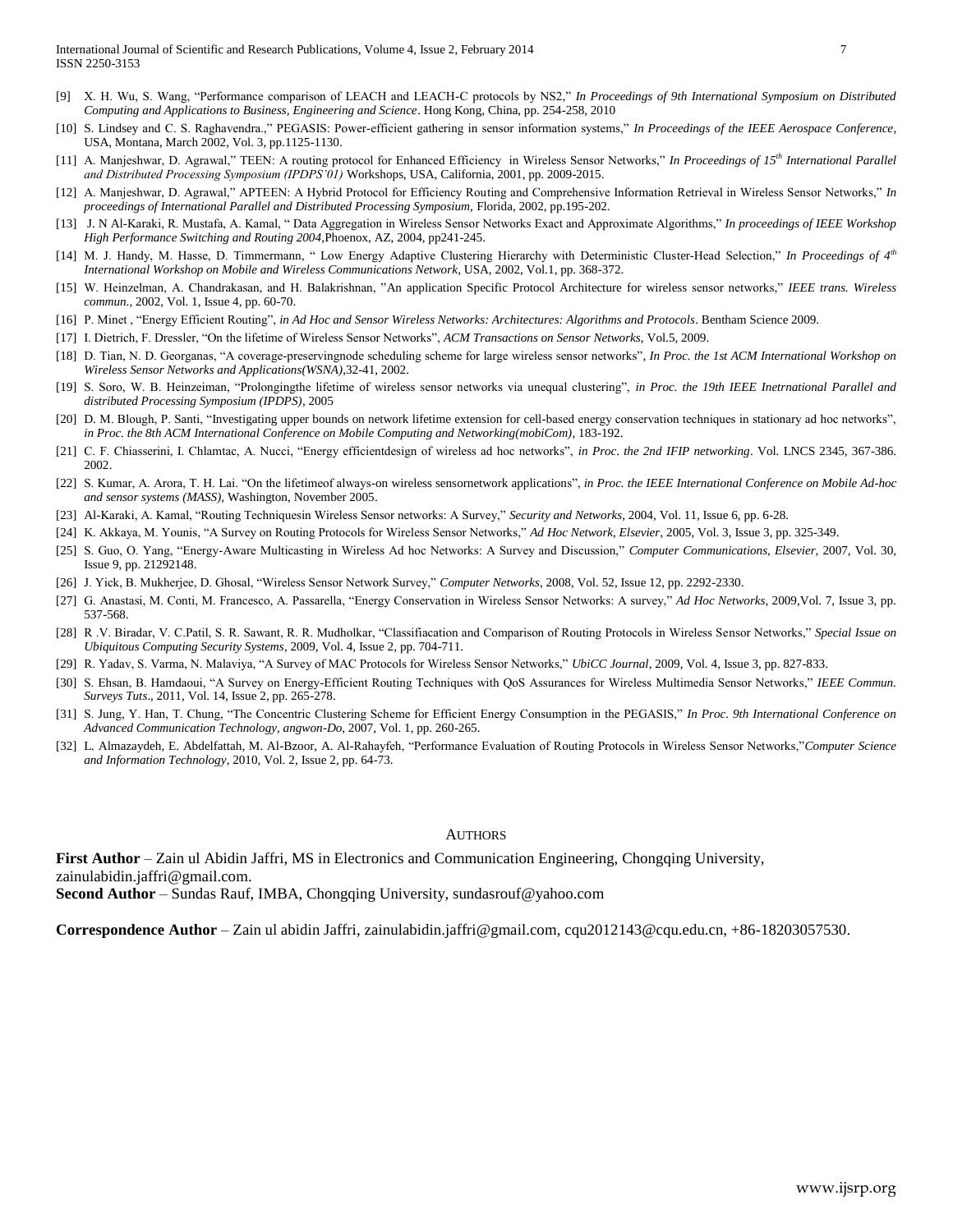[9] X. H. Wu, S. Wang, "Performance comparison of LEACH and LEACH-C protocols by NS2," *In Proceedings of 9th International Symposium on Distributed Computing and Applications to Business, Engineering and Science*. Hong Kong, China, pp. 254-258, 2010

[10] S. Lindsey and C. S. Raghavendra.," PEGASIS: Power-efficient gathering in sensor information systems," *In Proceedings of the IEEE Aerospace Conference*, USA, Montana, March 2002, Vol. 3, pp.1125-1130.

[11] A. Manjeshwar, D. Agrawal," TEEN: A routing protocol for Enhanced Efficiency in Wireless Sensor Networks," *In Proceedings of 15th International Parallel and Distributed Processing Symposium (IPDPS'01)* Workshops, USA, California, 2001, pp. 2009-2015.

[12] A. Manjeshwar, D. Agrawal," APTEEN: A Hybrid Protocol for Efficiency Routing and Comprehensive Information Retrieval in Wireless Sensor Networks," *In proceedings of International Parallel and Distributed Processing Symposium*, Florida, 2002, pp.195-202.

[13] J. N Al-Karaki, R. Mustafa, A. Kamal, " Data Aggregation in Wireless Sensor Networks Exact and Approximate Algorithms," *In proceedings of IEEE Workshop High Performance Switching and Routing 2004*,Phoenox, AZ, 2004, pp241-245.

[14] M. J. Handy, M. Hasse, D. Timmermann, " Low Energy Adaptive Clustering Hierarchy with Deterministic Cluster-Head Selection," *In Proceedings of 4th International Workshop on Mobile and Wireless Communications Network*, USA, 2002, Vol.1, pp. 368-372.

[15] W. Heinzelman, A. Chandrakasan, and H. Balakrishnan, "An application Specific Protocol Architecture for wireless sensor networks," *IEEE trans. Wireless commun.*, 2002, Vol. 1, Issue 4, pp. 60-70.

[16] P. Minet , "Energy Efficient Routing", *in Ad Hoc and Sensor Wireless Networks: Architectures: Algorithms and Protocols*. Bentham Science 2009.

[17] I. Dietrich, F. Dressler, "On the lifetime of Wireless Sensor Networks", *ACM Transactions on Sensor Networks*, Vol.5, 2009.

[18] D. Tian, N. D. Georganas, "A coverage-preservingnode scheduling scheme for large wireless sensor networks", *In Proc. the 1st ACM International Workshop on Wireless Sensor Networks and Applications(WSNA)*,32-41, 2002.

[19] S. Soro, W. B. Heinzeiman, "Prolongingthe lifetime of wireless sensor networks via unequal clustering", *in Proc. the 19th IEEE Inetrnational Parallel and distributed Processing Symposium (IPDPS)*, 2005

[20] D. M. Blough, P. Santi, "Investigating upper bounds on network lifetime extension for cell-based energy conservation techniques in stationary ad hoc networks", *in Proc. the 8th ACM International Conference on Mobile Computing and Networking(mobiCom)*, 183-192.

[21] C. F. Chiasserini, I. Chlamtac, A. Nucci, "Energy efficientdesign of wireless ad hoc networks", *in Proc. the 2nd IFIP networking*. Vol. LNCS 2345, 367-386. 2002.

[22] S. Kumar, A. Arora, T. H. Lai. "On the lifetimeof always-on wireless sensornetwork applications", *in Proc. the IEEE International Conference on Mobile Ad-hoc and sensor systems (MASS)*, Washington, November 2005.

[23] Al-Karaki, A. Kamal, "Routing Techniquesin Wireless Sensor networks: A Survey," *Security and Networks*, 2004, Vol. 11, Issue 6, pp. 6-28.

[24] K. Akkaya, M. Younis, "A Survey on Routing Protocols for Wireless Sensor Networks," *Ad Hoc Network, Elsevier*, 2005, Vol. 3, Issue 3, pp. 325-349.

[25] S. Guo, O. Yang, "Energy-Aware Multicasting in Wireless Ad hoc Networks: A Survey and Discussion," *Computer Communications, Elsevier*, 2007, Vol. 30, Issue 9, pp. 21292148.

[26] J. Yick, B. Mukherjee, D. Ghosal, "Wireless Sensor Network Survey," *Computer Networks*, 2008, Vol. 52, Issue 12, pp. 2292-2330.

[27] G. Anastasi, M. Conti, M. Francesco, A. Passarella, "Energy Conservation in Wireless Sensor Networks: A survey," *Ad Hoc Networks*, 2009,Vol. 7, Issue 3, pp. 537-568.

[28] R .V. Biradar, V. C.Patil, S. R. Sawant, R. R. Mudholkar, "Classifiacation and Comparison of Routing Protocols in Wireless Sensor Networks," *Special Issue on Ubiquitous Computing Security Systems*, 2009, Vol. 4, Issue 2, pp. 704-711.

[29] R. Yadav, S. Varma, N. Malaviya, "A Survey of MAC Protocols for Wireless Sensor Networks," *UbiCC Journal*, 2009, Vol. 4, Issue 3, pp. 827-833.

[30] S. Ehsan, B. Hamdaoui, "A Survey on Energy-Efficient Routing Techniques with QoS Assurances for Wireless Multimedia Sensor Networks," *IEEE Commun. Surveys Tuts*., 2011, Vol. 14, Issue 2, pp. 265-278.

[31] S. Jung, Y. Han, T. Chung, "The Concentric Clustering Scheme for Efficient Energy Consumption in the PEGASIS," *In Proc. 9th International Conference on Advanced Communication Technology, angwon-Do*, 2007, Vol. 1, pp. 260-265.

[32] L. Almazaydeh, E. Abdelfattah, M. Al-Bzoor, A. Al-Rahayfeh, "Performance Evaluation of Routing Protocols in Wireless Sensor Networks,"*Computer Science and Information Technology*, 2010, Vol. 2, Issue 2, pp. 64-73.

## AUTHORS

**First Author** – Zain ul Abidin Jaffri, MS in Electronics and Communication Engineering, Chongqing University, zainulabidin.jaffri@gmail.com.

**Second Author** – Sundas Rauf, IMBA, Chongqing University, sundasrouf@yahoo.com

**Correspondence Author** – Zain ul abidin Jaffri, zainulabidin.jaffri@gmail.com, cqu2012143@cqu.edu.cn, +86-18203057530.